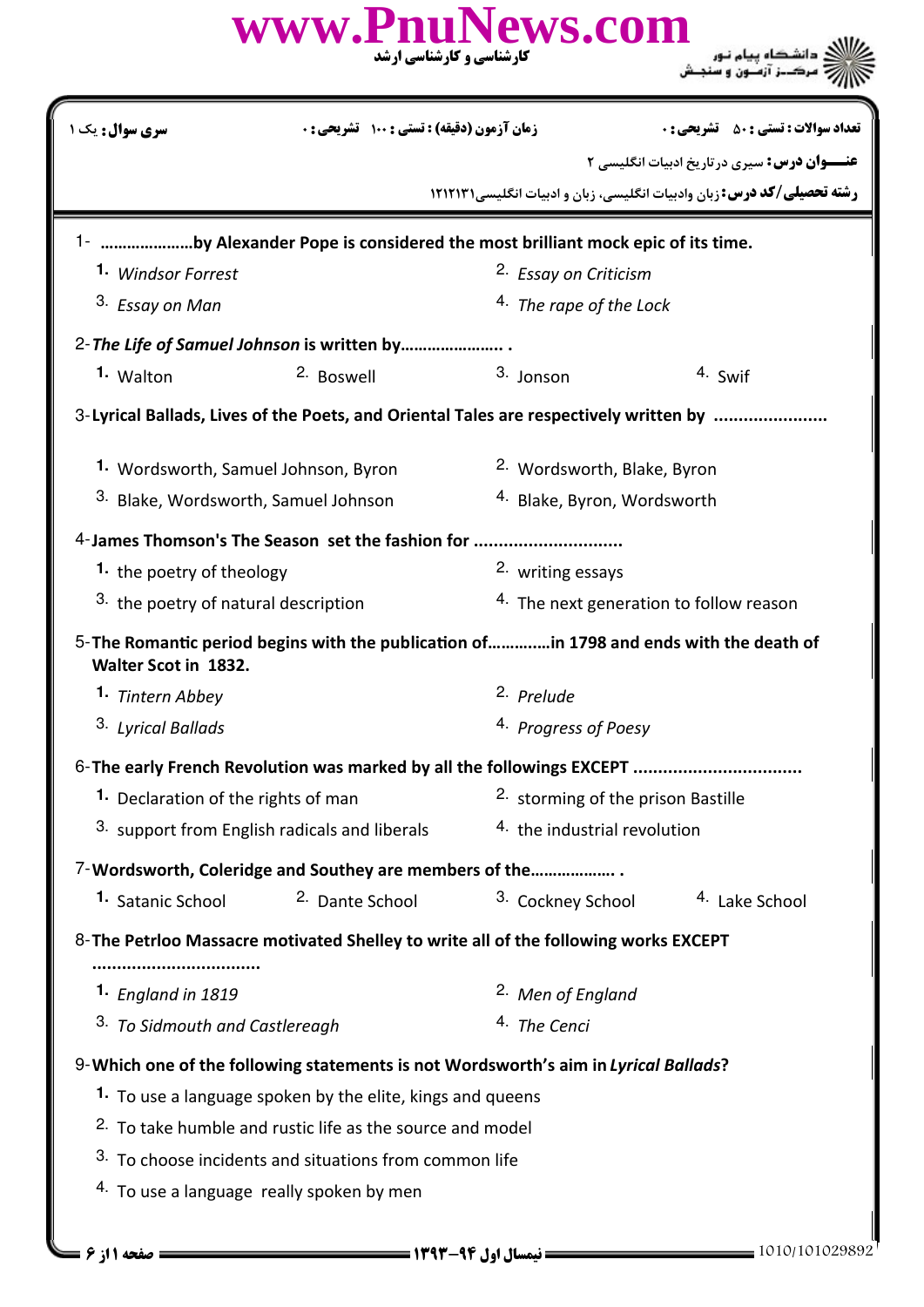www.PnuNews.com

کارشناسی و کارشناسی ارشد

دانشگاه پیام نور
مرکز آزمون و سنجش

| سری سوال: یک ۱ | زمان آزمون (دقیقه) : تستی : ۱۰۰ تشریحی : ۰ | تعداد سوالات : تستی : ۵۰ تشریحی : ۰ |
| --- | --- | --- |

**عنـــوان درس:** سیری درتاریخ ادبیات انگلیسی ۲

**رشته تحصیلی/کد درس:** زبان وادبیات انگلیسی، زبان و ادبیات انگلیسی۱۲۱۲۱۳۱

1- …………………by Alexander Pope is considered the most brilliant mock epic of its time.

1. *Windsor Forrest*
2. *Essay on Criticism*
3. *Essay on Man*
4. *The rape of the Lock*

2- ***The Life of Samuel Johnson*** **is written by…………………. .**

1. Walton
2. Boswell
3. Jonson
4. Swif

3- **Lyrical Ballads, Lives of the Poets, and Oriental Tales are respectively written by .....................**

1. Wordsworth, Samuel Johnson, Byron
2. Wordsworth, Blake, Byron
3. Blake, Wordsworth, Samuel Johnson
4. Blake, Byron, Wordsworth

4- **James Thomson's The Season set the fashion for .............................**

1. the poetry of theology
2. writing essays
3. the poetry of natural description
4. The next generation to follow reason

5- **The Romantic period begins with the publication of…………in 1798 and ends with the death of Walter Scot in 1832.**

1. *Tintern Abbey*
2. *Prelude*
3. *Lyrical Ballads*
4. *Progress of Poesy*

6- **The early French Revolution was marked by all the followings EXCEPT .................................**

1. Declaration of the rights of man
2. storming of the prison Bastille
3. support from English radicals and liberals
4. the industrial revolution

7- **Wordsworth, Coleridge and Southey are members of the………………. .**

1. Satanic School
2. Dante School
3. Cockney School
4. Lake School

8- **The Petrloo Massacre motivated Shelley to write all of the following works EXCEPT .................................**

1. *England in 1819*
2. *Men of England*
3. *To Sidmouth and Castlereagh*
4. *The Cenci*

9- **Which one of the following statements is not Wordsworth's aim in *Lyrical Ballads*?**

1. To use a language spoken by the elite, kings and queens
2. To take humble and rustic life as the source and model
3. To choose incidents and situations from common life
4. To use a language really spoken by men

نیمسال اول ۹۴-۱۳۹۳

1010/101029892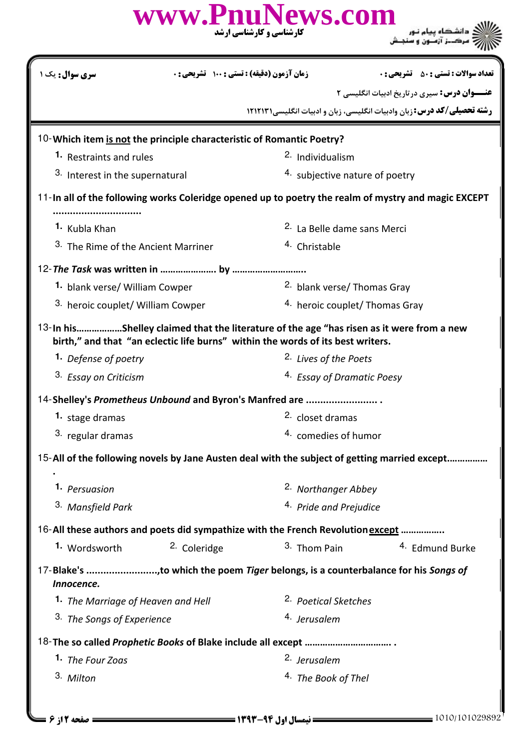| سری سوال: یک ۱ | زمان آزمون (دقیقه) : تستی : ۱۰۰ تشریحی : ۰ | تعداد سوالات : تستی : ۵۰ تشریحی : ۰ |
|---|---|---|

**عنـــوان درس:** سیری درتاریخ ادبیات انگلیسی ۲

**رشته تحصیلی/کد درس:** زبان وادبیات انگلیسی، زبان و ادبیات انگلیسی۱۲۱۲۱۳۱

10-**Which item is not the principle characteristic of Romantic Poetry?**

1. Restraints and rules
2. Individualism
3. Interest in the supernatural
4. subjective nature of poetry

11-**In all of the following works Coleridge opened up to poetry the realm of mystry and magic EXCEPT ..............................**

1. Kubla Khan
2. La Belle dame sans Merci
3. The Rime of the Ancient Marriner
4. Christable

12-***The Task* was written in ………………… by ………………………..**

1. blank verse/ William Cowper
2. blank verse/ Thomas Gray
3. heroic couplet/ William Cowper
4. heroic couplet/ Thomas Gray

13-**In his………………Shelley claimed that the literature of the age "has risen as it were from a new birth," and that "an eclectic life burns" within the words of its best writers.**

1. *Defense of poetry*
2. *Lives of the Poets*
3. *Essay on Criticism*
4. *Essay of Dramatic Poesy*

14-**Shelley's *Prometheus Unbound* and Byron's Manfred are ......................... .**

1. stage dramas
2. closet dramas
3. regular dramas
4. comedies of humor

15-**All of the following novels by Jane Austen deal with the subject of getting married except…………… .**

1. *Persuasion*
2. *Northanger Abbey*
3. *Mansfield Park*
4. *Pride and Prejudice*

16-**All these authors and poets did sympathize with the French Revolution except ……………..**

1. Wordsworth
2. Coleridge
3. Thom Pain
4. Edmund Burke

17-**Blake's .........................,to which the poem *Tiger* belongs, is a counterbalance for his *Songs of Innocence.***

1. *The Marriage of Heaven and Hell*
2. *Poetical Sketches*
3. *The Songs of Experience*
4. *Jerusalem*

18-**The so called *Prophetic Books* of Blake include all except …………………………… .**

1. *The Four Zoas*
2. *Jerusalem*
3. *Milton*
4. *The Book of Thel*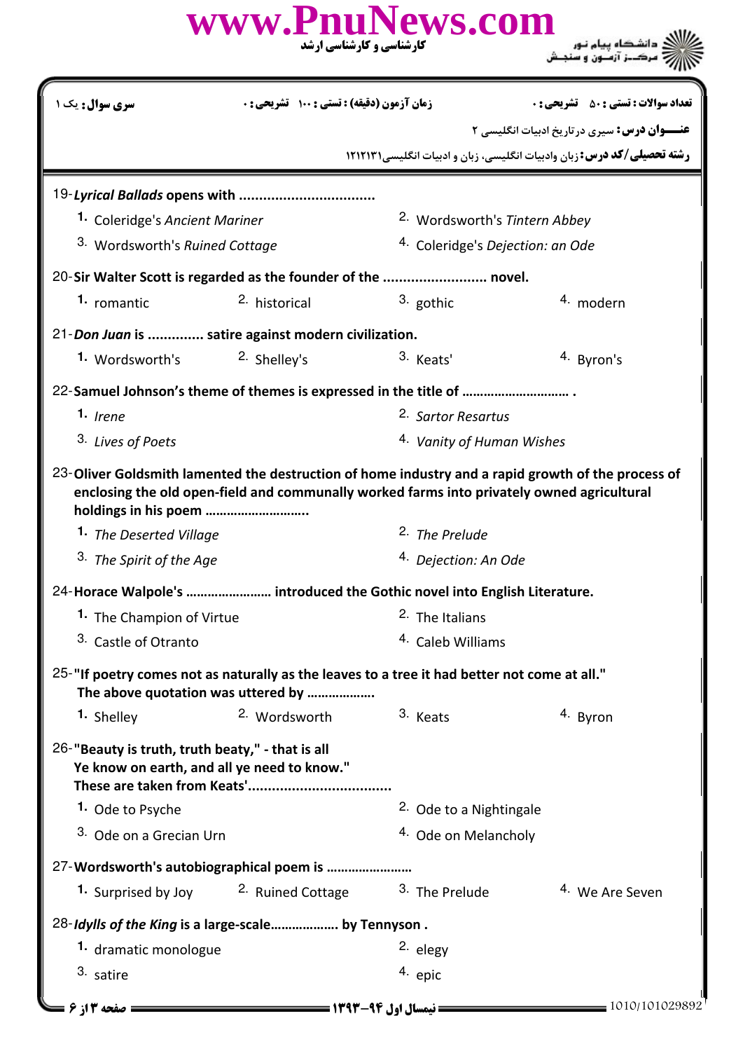| سری سوال: یک ۱ | زمان آزمون (دقیقه) : تستی : ۱۰۰ تشریحی : ۰ | تعداد سوالات : تستی : ۵۰ تشریحی : ۰ |
|---|---|---|

**عنـــوان درس:** سیری درتاریخ ادبیات انگلیسی ۲

**رشته تحصیلی/کد درس:** زبان وادبیات انگلیسی، زبان و ادبیات انگلیسی۱۲۱۲۱۳۱

19- ***Lyrical Ballads* opens with .................................**

1. Coleridge's *Ancient Mariner*
2. Wordsworth's *Tintern Abbey*
3. Wordsworth's *Ruined Cottage*
4. Coleridge's *Dejection: an Ode*

20- **Sir Walter Scott is regarded as the founder of the .......................... novel.**

1. romantic
2. historical
3. gothic
4. modern

21- ***Don Juan* is .............. satire against modern civilization.**

1. Wordsworth's
2. Shelley's
3. Keats'
4. Byron's

22- **Samuel Johnson's theme of themes is expressed in the title of ………………………… .**

1. *Irene*
2. *Sartor Resartus*
3. *Lives of Poets*
4. *Vanity of Human Wishes*

23- **Oliver Goldsmith lamented the destruction of home industry and a rapid growth of the process of enclosing the old open-field and communally worked farms into privately owned agricultural holdings in his poem ……………………….**

1. *The Deserted Village*
2. *The Prelude*
3. *The Spirit of the Age*
4. *Dejection: An Ode*

24- **Horace Walpole's …………………… introduced the Gothic novel into English Literature.**

1. The Champion of Virtue
2. The Italians
3. Castle of Otranto
4. Caleb Williams

25- **"If poetry comes not as naturally as the leaves to a tree it had better not come at all." The above quotation was uttered by ……………….**

1. Shelley
2. Wordsworth
3. Keats
4. Byron

26- **"Beauty is truth, truth beaty," - that is all Ye know on earth, and all ye need to know." These are taken from Keats'.................................**

1. Ode to Psyche
2. Ode to a Nightingale
3. Ode on a Grecian Urn
4. Ode on Melancholy

27- **Wordsworth's autobiographical poem is ……………………**

1. Surprised by Joy
2. Ruined Cottage
3. The Prelude
4. We Are Seven

28- ***Idylls of the King* is a large-scale………………. by Tennyson .**

1. dramatic monologue
2. elegy
3. satire
4. epic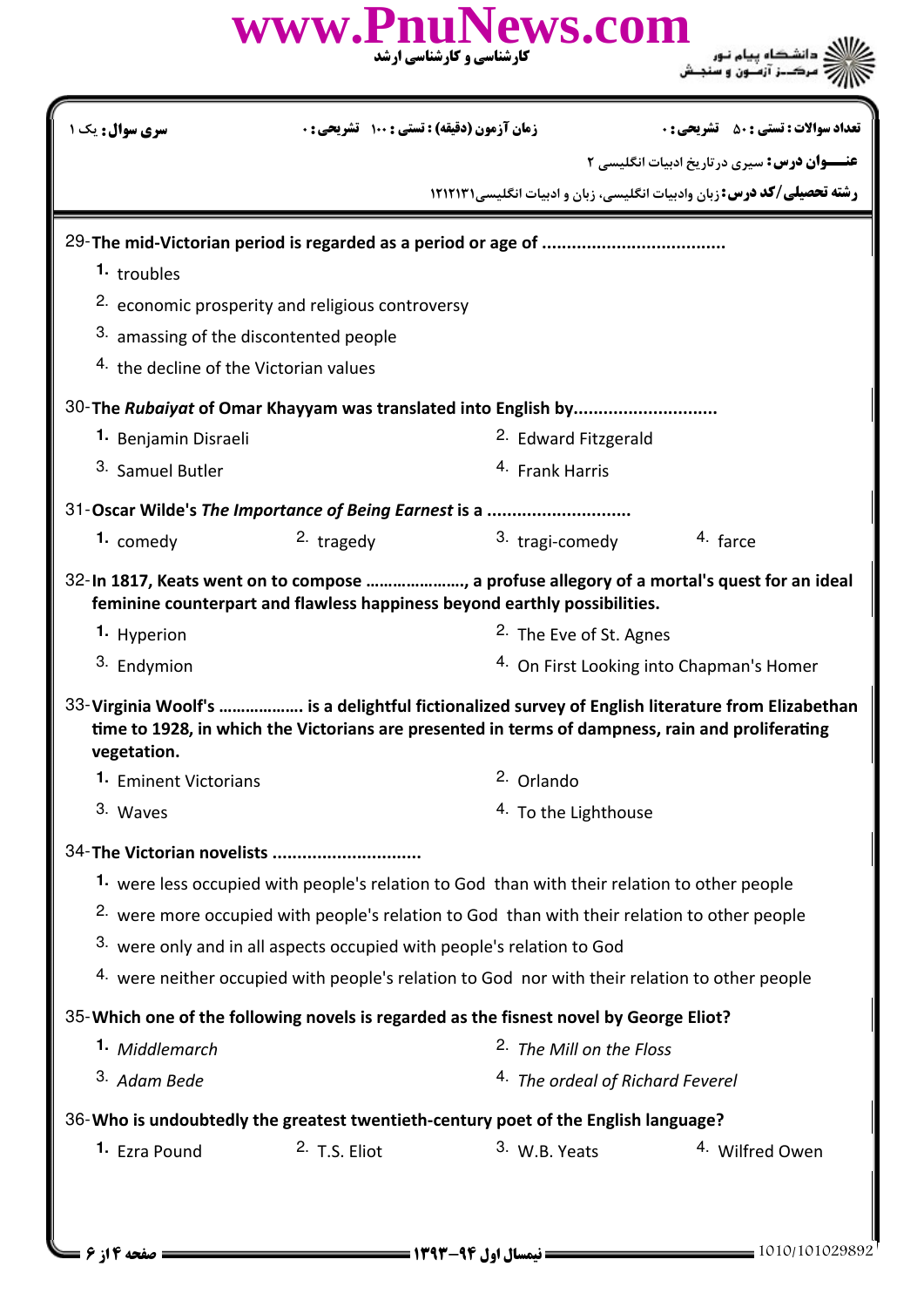| سری سوال: یک ۱ | زمان آزمون (دقیقه) : تستی : ۱۰۰ تشریحی : ۰ | تعداد سوالات : تستی : ۵۰ تشریحی : ۰ |
|---|---|---|

**عنـــوان درس:** سیری درتاریخ ادبیات انگلیسی ۲

**رشته تحصیلی/کد درس:** زبان وادبیات انگلیسی، زبان و ادبیات انگلیسی۱۲۱۲۱۳۱

29- **The mid-Victorian period is regarded as a period or age of ....................................**

1. troubles
2. economic prosperity and religious controversy
3. amassing of the discontented people
4. the decline of the Victorian values

30- **The *Rubaiyat* of Omar Khayyam was translated into English by............................**

1. Benjamin Disraeli
2. Edward Fitzgerald
3. Samuel Butler
4. Frank Harris

31- **Oscar Wilde's *The Importance of Being Earnest* is a ............................**

1. comedy
2. tragedy
3. tragi-comedy
4. farce

32- **In 1817, Keats went on to compose …………………, a profuse allegory of a mortal's quest for an ideal feminine counterpart and flawless happiness beyond earthly possibilities.**

1. Hyperion
2. The Eve of St. Agnes
3. Endymion
4. On First Looking into Chapman's Homer

33- **Virginia Woolf's ……………… is a delightful fictionalized survey of English literature from Elizabethan time to 1928, in which the Victorians are presented in terms of dampness, rain and proliferating vegetation.**

1. Eminent Victorians
2. Orlando
3. Waves
4. To the Lighthouse

34- **The Victorian novelists .............................**

1. were less occupied with people's relation to God than with their relation to other people
2. were more occupied with people's relation to God than with their relation to other people
3. were only and in all aspects occupied with people's relation to God
4. were neither occupied with people's relation to God nor with their relation to other people

35- **Which one of the following novels is regarded as the fisnest novel by George Eliot?**

1. *Middlemarch*
2. *The Mill on the Floss*
3. *Adam Bede*
4. *The ordeal of Richard Feverel*

36- **Who is undoubtedly the greatest twentieth-century poet of the English language?**

1. Ezra Pound
2. T.S. Eliot
3. W.B. Yeats
4. Wilfred Owen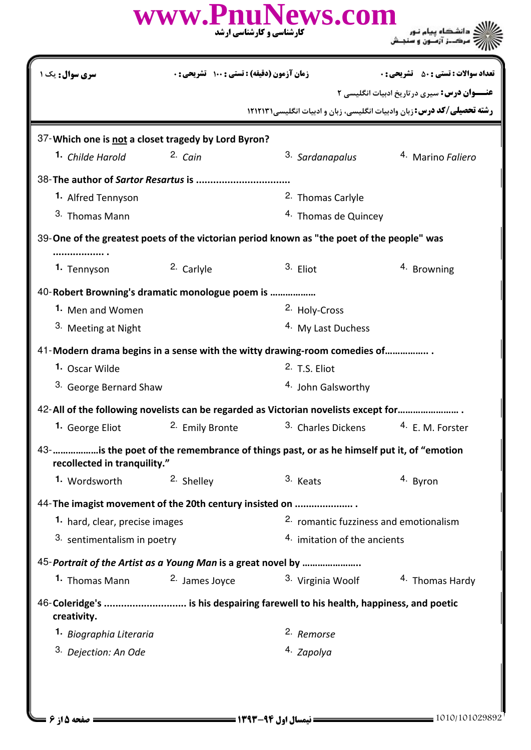| سری سوال: یک ۱ | زمان آزمون (دقیقه) : تستی : ۱۰۰ تشریحی : ۰ | تعداد سوالات : تستی : ۵۰ تشریحی : ۰ |
| --- | --- | --- |

**عنـــوان درس:** سیری درتاریخ ادبیات انگلیسی ۲

**رشته تحصیلی/کد درس:** زبان وادبیات انگلیسی، زبان و ادبیات انگلیسی۱۲۱۲۱۳۱

37- **Which one is not a closet tragedy by Lord Byron?**

1. *Childe Harold*
2. *Cain*
3. *Sardanapalus*
4. Marino *Faliero*

38- **The author of *Sartor Resartus* is ................................**

1. Alfred Tennyson
2. Thomas Carlyle
3. Thomas Mann
4. Thomas de Quincey

39- **One of the greatest poets of the victorian period known as "the poet of the people" was .................. .**

1. Tennyson
2. Carlyle
3. Eliot
4. Browning

40- **Robert Browning's dramatic monologue poem is ………………**

1. Men and Women
2. Holy-Cross
3. Meeting at Night
4. My Last Duchess

41- **Modern drama begins in a sense with the witty drawing-room comedies of……………. .**

1. Oscar Wilde
2. T.S. Eliot
3. George Bernard Shaw
4. John Galsworthy

42- **All of the following novelists can be regarded as Victorian novelists except for…………………… .**

1. George Eliot
2. Emily Bronte
3. Charles Dickens
4. E. M. Forster

43- **………………is the poet of the remembrance of things past, or as he himself put it, of "emotion recollected in tranquility."**

1. Wordsworth
2. Shelley
3. Keats
4. Byron

44- **The imagist movement of the 20th century insisted on .................... .**

1. hard, clear, precise images
2. romantic fuzziness and emotionalism
3. sentimentalism in poetry
4. imitation of the ancients

45- ***Portrait of the Artist as a Young Man* is a great novel by …………………..**

1. Thomas Mann
2. James Joyce
3. Virginia Woolf
4. Thomas Hardy

46- **Coleridge's ............................ is his despairing farewell to his health, happiness, and poetic creativity.**

1. *Biographia Literaria*
2. *Remorse*
3. *Dejection: An Ode*
4. *Zapolya*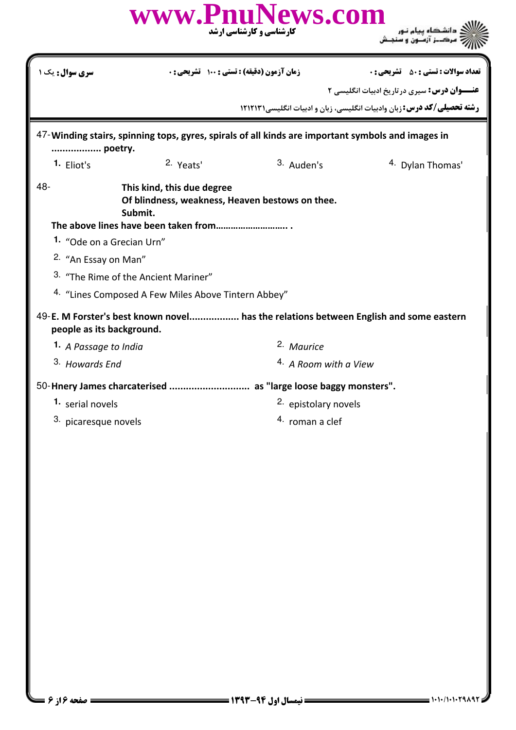47-**Winding stairs, spinning tops, gyres, spirals of all kinds are important symbols and images in .................. poetry.**

1. Eliot's
2. Yeats'
3. Auden's
4. Dylan Thomas'

48-

**This kind, this due degree**
**Of blindness, weakness, Heaven bestows on thee.**
**Submit.**

**The above lines have been taken from.......................... .**

1. "Ode on a Grecian Urn"
2. "An Essay on Man"
3. "The Rime of the Ancient Mariner"
4. "Lines Composed A Few Miles Above Tintern Abbey"

49-**E. M Forster's best known novel................. has the relations between English and some eastern people as its background.**

1. *A Passage to India*
2. *Maurice*
3. *Howards End*
4. *A Room with a View*

50-**Hnery James charcaterised ............................ as "large loose baggy monsters".**

1. serial novels
2. epistolary novels
3. picaresque novels
4. roman a clef